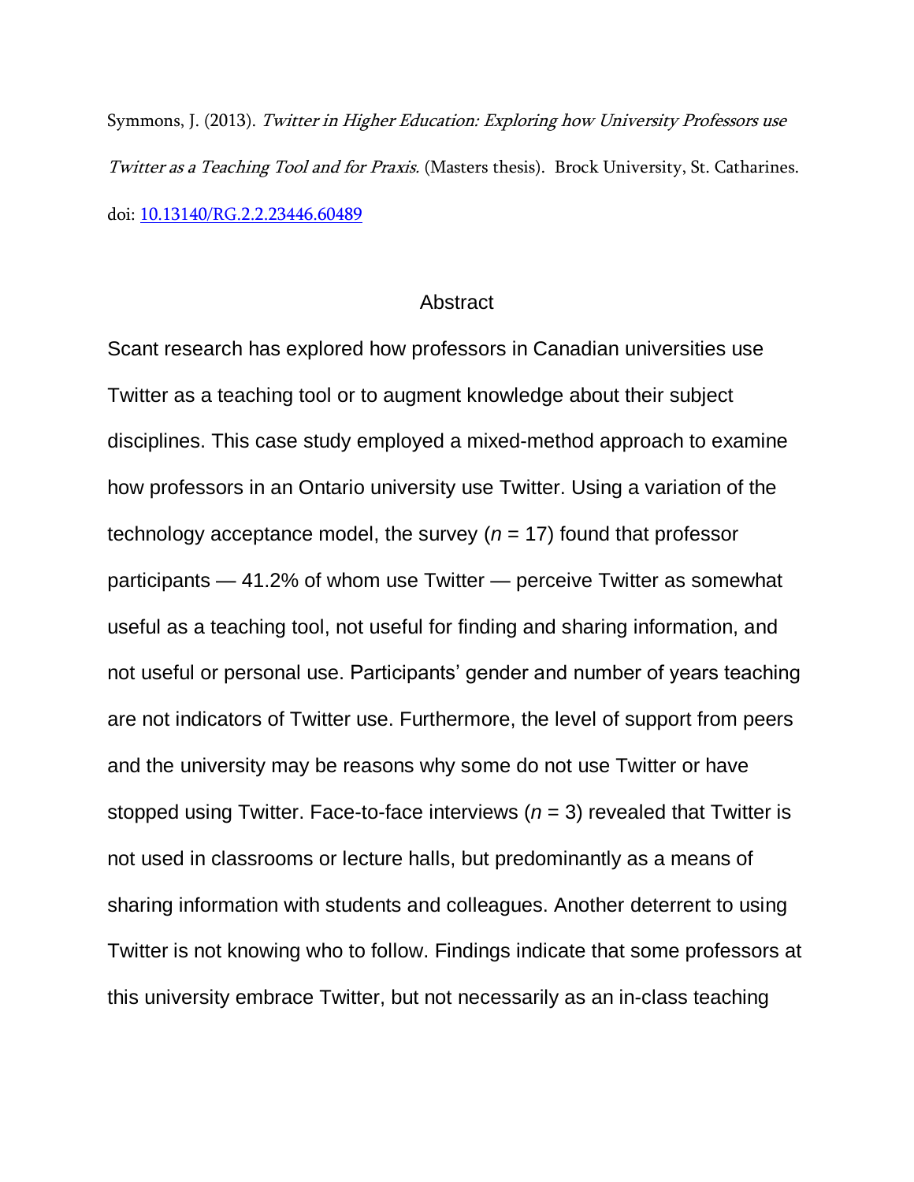Symmons, J. (2013). *Twitter in Higher Education: Exploring how University Professors use Twitter as a Teaching Tool and for Praxis.* (Masters thesis). Brock University, St. Catharines. doi: [10.13140/RG.2.2.23446.60489](https://doi.org/10.13140/RG.2.2.23446.60489)

## Abstract

Scant research has explored how professors in Canadian universities use Twitter as a teaching tool or to augment knowledge about their subject disciplines. This case study employed a mixed-method approach to examine how professors in an Ontario university use Twitter. Using a variation of the technology acceptance model, the survey ($n$ = 17) found that professor participants — 41.2% of whom use Twitter — perceive Twitter as somewhat useful as a teaching tool, not useful for finding and sharing information, and not useful or personal use. Participants' gender and number of years teaching are not indicators of Twitter use. Furthermore, the level of support from peers and the university may be reasons why some do not use Twitter or have stopped using Twitter. Face-to-face interviews ($n$ = 3) revealed that Twitter is not used in classrooms or lecture halls, but predominantly as a means of sharing information with students and colleagues. Another deterrent to using Twitter is not knowing who to follow. Findings indicate that some professors at this university embrace Twitter, but not necessarily as an in-class teaching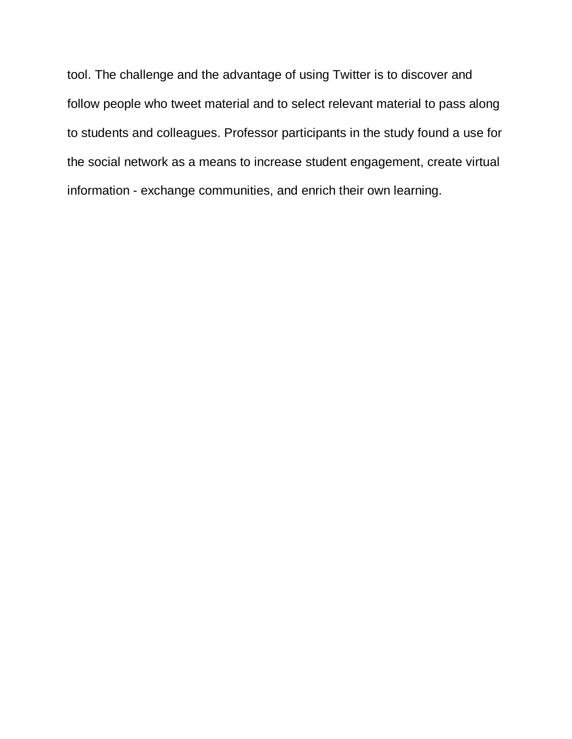tool. The challenge and the advantage of using Twitter is to discover and follow people who tweet material and to select relevant material to pass along to students and colleagues. Professor participants in the study found a use for the social network as a means to increase student engagement, create virtual information - exchange communities, and enrich their own learning.